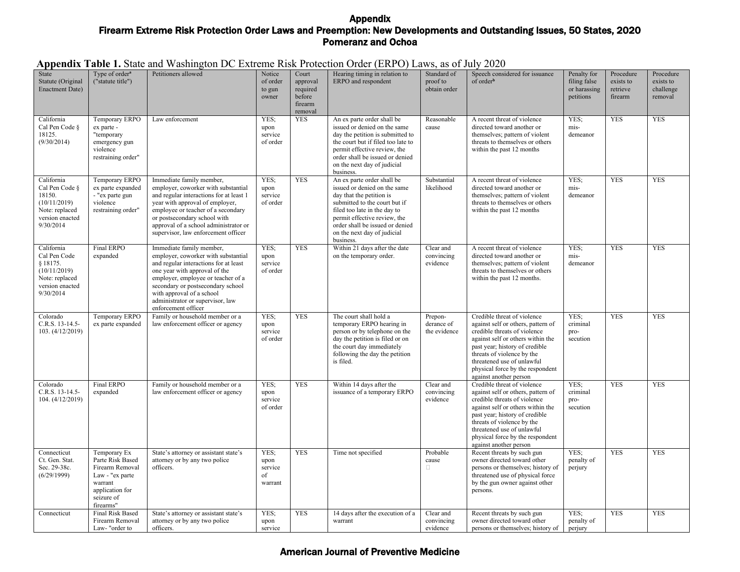# Appendix

## Firearm Extreme Risk Protection Order Laws and Preemption: New Developments and Outstanding Issues, 50 States, 2020

### Pomeranz and Ochoa

**Appendix Table 1.** State and Washington DC Extreme Risk Protection Order (ERPO) Laws, as of July 2020

| State Statute (Original Enactment Date) | Type of order[a] ("statute title") | Petitioners allowed | Notice of order to gun owner | Court approval required before firearm removal | Hearing timing in relation to ERPO and respondent | Standard of proof to obtain order | Speech considered for issuance of order[b] | Penalty for filing false or harassing petitions | Procedure exists to retrieve firearm | Procedure exists to challenge removal |
|---|---|---|---|---|---|---|---|---|---|---|
| California Cal Pen Code § 18125. (9/30/2014) | Temporary ERPO ex parte - "temporary emergency gun violence restraining order" | Law enforcement | YES; upon service of order | YES | An ex parte order shall be issued or denied on the same day the petition is submitted to the court but if filed too late to permit effective review, the order shall be issued or denied on the next day of judicial business. | Reasonable cause | A recent threat of violence directed toward another or themselves; pattern of violent threats to themselves or others within the past 12 months | YES; mis-demeanor | YES | YES |
| California Cal Pen Code § 18150. (10/11/2019) Note: replaced version enacted 9/30/2014 | Temporary ERPO ex parte expanded - "ex parte gun violence restraining order" | Immediate family member, employer, coworker with substantial and regular interactions for at least 1 year with approval of employer, employee or teacher of a secondary or postsecondary school with approval of a school administrator or supervisor, law enforcement officer | YES; upon service of order | YES | An ex parte order shall be issued or denied on the same day that the petition is submitted to the court but if filed too late in the day to permit effective review, the order shall be issued or denied on the next day of judicial business. | Substantial likelihood | A recent threat of violence directed toward another or themselves; pattern of violent threats to themselves or others within the past 12 months | YES; mis-demeanor | YES | YES |
| California Cal Pen Code § 18175. (10/11/2019) Note: replaced version enacted 9/30/2014 | Final ERPO expanded | Immediate family member, employer, coworker with substantial and regular interactions for at least one year with approval of the employer, employee or teacher of a secondary or postsecondary school with approval of a school administrator or supervisor, law enforcement officer | YES; upon service of order | YES | Within 21 days after the date on the temporary order. | Clear and convincing evidence | A recent threat of violence directed toward another or themselves; pattern of violent threats to themselves or others within the past 12 months. | YES; mis-demeanor | YES | YES |
| Colorado C.R.S. 13-14.5-103. (4/12/2019) | Temporary ERPO ex parte expanded | Family or household member or a law enforcement officer or agency | YES; upon service of order | YES | The court shall hold a temporary ERPO hearing in person or by telephone on the day the petition is filed or on the court day immediately following the day the petition is filed. | Prepon-derance of the evidence | Credible threat of violence against self or others, pattern of credible threats of violence against self or others within the past year; history of credible threats of violence by the threatened use of unlawful physical force by the respondent against another person | YES; criminal pro-secution | YES | YES |
| Colorado C.R.S. 13-14.5-104. (4/12/2019) | Final ERPO expanded | Family or household member or a law enforcement officer or agency | YES; upon service of order | YES | Within 14 days after the issuance of a temporary ERPO | Clear and convincing evidence | Credible threat of violence against self or others, pattern of credible threats of violence against self or others within the past year; history of credible threats of violence by the threatened use of unlawful physical force by the respondent against another person | YES; criminal pro-secution | YES | YES |
| Connecticut Ct. Gen. Stat. Sec. 29-38c. (6/29/1999) | Temporary Ex Parte Risk Based Firearm Removal Law - "ex parte warrant application for seizure of firearms" | State's attorney or assistant state's attorney or by any two police officers. | YES; upon service of warrant | YES | Time not specified | Probable cause | Recent threats by such gun owner directed toward other persons or themselves; history of threatened use of physical force by the gun owner against other persons. | YES; penalty of perjury | YES | YES |
| Connecticut | Final Risk Based Firearm Removal Law- "order to | State's attorney or assistant state's attorney or by any two police officers. | YES; upon service | YES | 14 days after the execution of a warrant | Clear and convincing evidence | Recent threats by such gun owner directed toward other persons or themselves; history of | YES; penalty of perjury | YES | YES |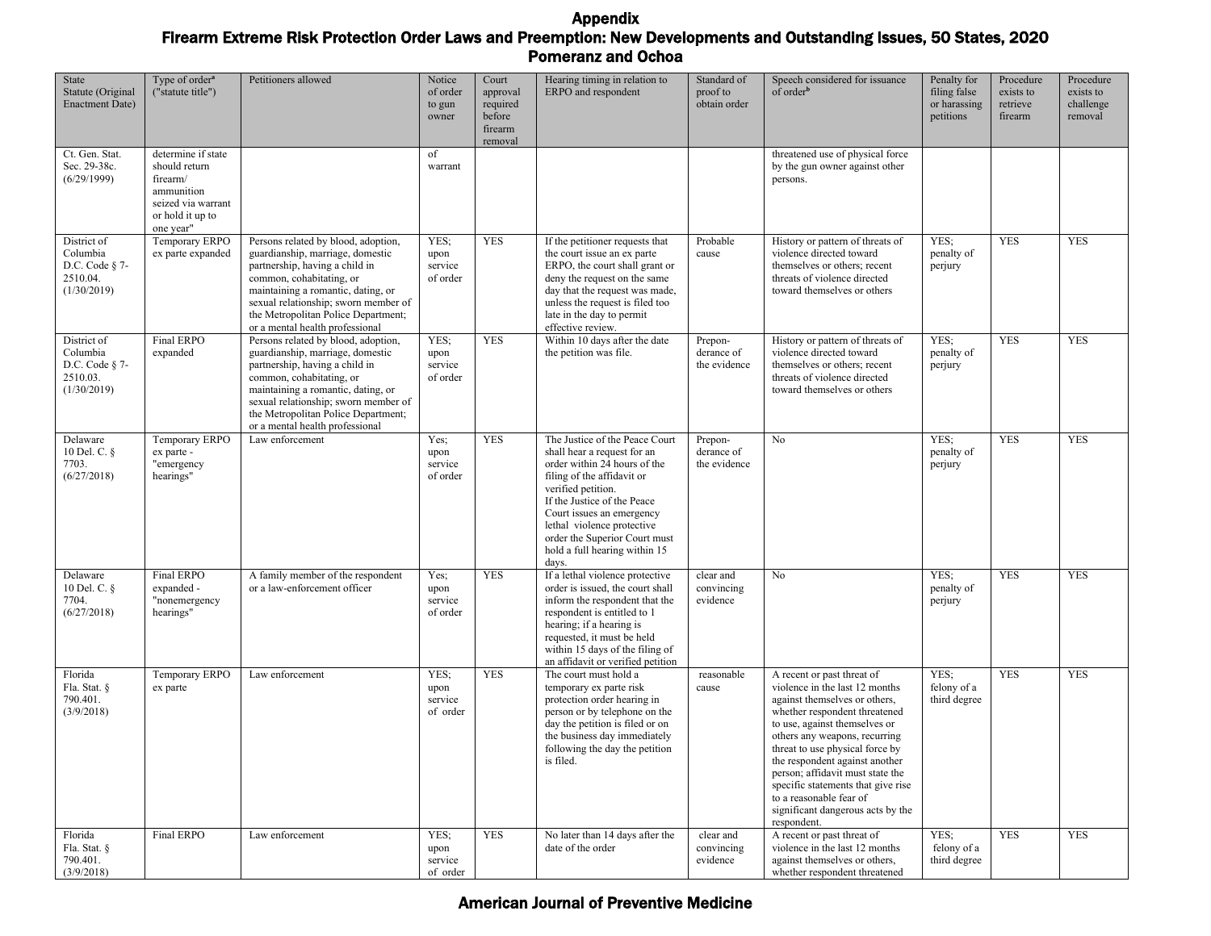# Appendix

## Firearm Extreme Risk Protection Order Laws and Preemption: New Developments and Outstanding Issues, 50 States, 2020

### Pomeranz and Ochoa

| State Statute (Original Enactment Date) | Type of order[a] ("statute title") | Petitioners allowed | Notice of order to gun owner | Court approval required before firearm removal | Hearing timing in relation to ERPO and respondent | Standard of proof to obtain order | Speech considered for issuance of order[b] | Penalty for filing false or harassing petitions | Procedure exists to retrieve firearm | Procedure exists to challenge removal |
|---|---|---|---|---|---|---|---|---|---|---|
| Ct. Gen. Stat. Sec. 29-38c. (6/29/1999) | determine if state should return firearm/ ammunition seized via warrant or hold it up to one year" | | of warrant | | | | threatened use of physical force by the gun owner against other persons. | | | |
| District of Columbia D.C. Code § 7-2510.04. (1/30/2019) | Temporary ERPO ex parte expanded | Persons related by blood, adoption, guardianship, marriage, domestic partnership, having a child in common, cohabitating, or maintaining a romantic, dating, or sexual relationship; sworn member of the Metropolitan Police Department; or a mental health professional | YES; upon service of order | YES | If the petitioner requests that the court issue an ex parte ERPO, the court shall grant or deny the request on the same day that the request was made, unless the request is filed too late in the day to permit effective review. | Probable cause | History or pattern of threats of violence directed toward themselves or others; recent threats of violence directed toward themselves or others | YES; penalty of perjury | YES | YES |
| District of Columbia D.C. Code § 7-2510.03. (1/30/2019) | Final ERPO expanded | Persons related by blood, adoption, guardianship, marriage, domestic partnership, having a child in common, cohabitating, or maintaining a romantic, dating, or sexual relationship; sworn member of the Metropolitan Police Department; or a mental health professional | YES; upon service of order | YES | Within 10 days after the date the petition was file. | Prepon-derance of the evidence | History or pattern of threats of violence directed toward themselves or others; recent threats of violence directed toward themselves or others | YES; penalty of perjury | YES | YES |
| Delaware 10 Del. C. § 7703. (6/27/2018) | Temporary ERPO ex parte - "emergency hearings" | Law enforcement | Yes; upon service of order | YES | The Justice of the Peace Court shall hear a request for an order within 24 hours of the filing of the affidavit or verified petition. If the Justice of the Peace Court issues an emergency lethal violence protective order the Superior Court must hold a full hearing within 15 days. | Prepon-derance of the evidence | No | YES; penalty of perjury | YES | YES |
| Delaware 10 Del. C. § 7704. (6/27/2018) | Final ERPO expanded - "nonemergency hearings" | A family member of the respondent or a law-enforcement officer | Yes; upon service of order | YES | If a lethal violence protective order is issued, the court shall inform the respondent that the respondent is entitled to 1 hearing; if a hearing is requested, it must be held within 15 days of the filing of an affidavit or verified petition | clear and convincing evidence | No | YES; penalty of perjury | YES | YES |
| Florida Fla. Stat. § 790.401. (3/9/2018) | Temporary ERPO ex parte | Law enforcement | YES; upon service of order | YES | The court must hold a temporary ex parte risk protection order hearing in person or by telephone on the day the petition is filed or on the business day immediately following the day the petition is filed. | reasonable cause | A recent or past threat of violence in the last 12 months against themselves or others, whether respondent threatened to use, against themselves or others any weapons, recurring threat to use physical force by the respondent against another person; affidavit must state the specific statements that give rise to a reasonable fear of significant dangerous acts by the respondent. | YES; felony of a third degree | YES | YES |
| Florida Fla. Stat. § 790.401. (3/9/2018) | Final ERPO | Law enforcement | YES; upon service of order | YES | No later than 14 days after the date of the order | clear and convincing evidence | A recent or past threat of violence in the last 12 months against themselves or others, whether respondent threatened | YES; felony of a third degree | YES | YES |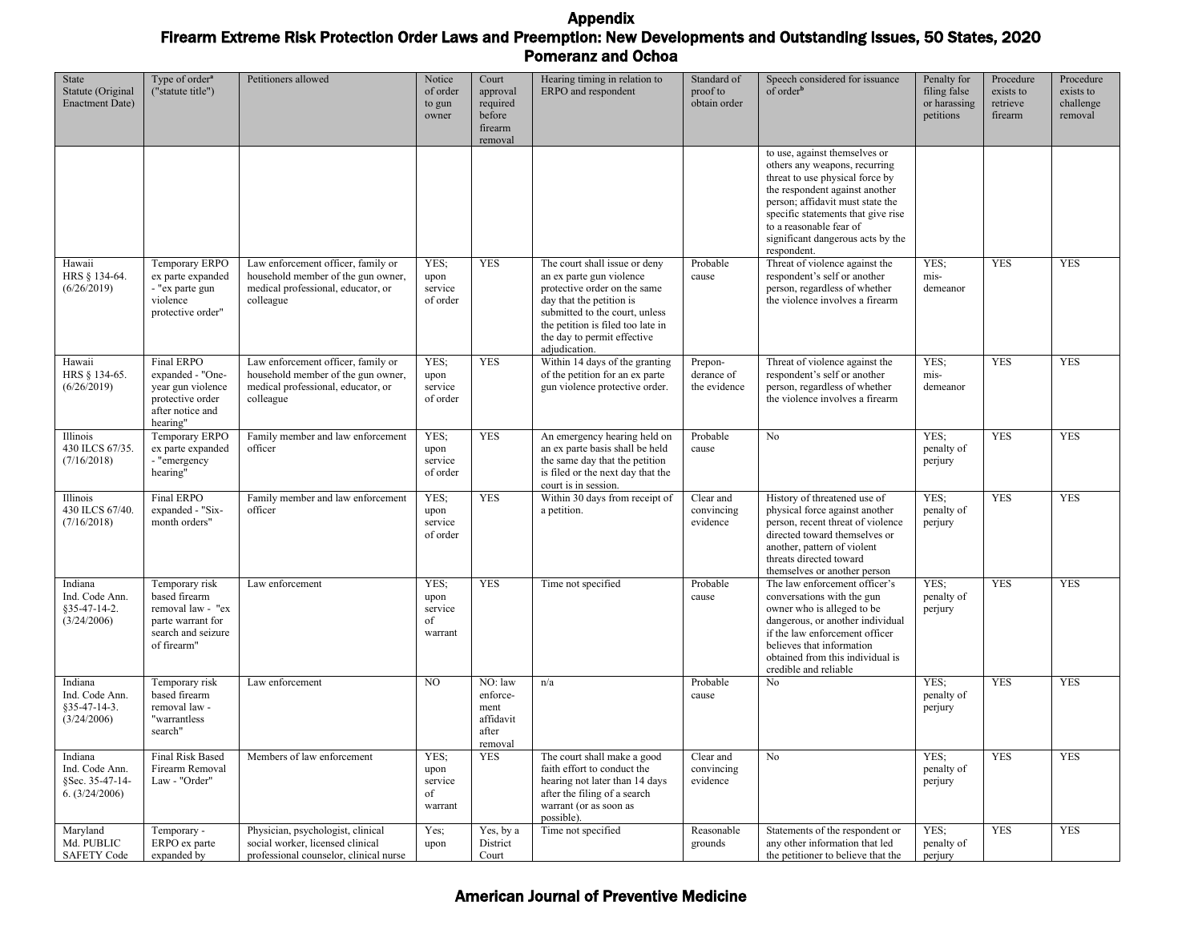# Appendix

## Firearm Extreme Risk Protection Order Laws and Preemption: New Developments and Outstanding Issues, 50 States, 2020

### Pomeranz and Ochoa

| State Statute (Original Enactment Date) | Type of order[a] ("statute title") | Petitioners allowed | Notice of order to gun owner | Court approval required before firearm removal | Hearing timing in relation to ERPO and respondent | Standard of proof to obtain order | Speech considered for issuance of order[b] | Penalty for filing false or harassing petitions | Procedure exists to retrieve firearm | Procedure exists to challenge removal |
|---|---|---|---|---|---|---|---|---|---|---|
| | | | | | | | to use, against themselves or others any weapons, recurring threat to use physical force by the respondent against another person; affidavit must state the specific statements that give rise to a reasonable fear of significant dangerous acts by the respondent. | | | |
| Hawaii HRS § 134-64. (6/26/2019) | Temporary ERPO ex parte expanded - "ex parte gun violence protective order" | Law enforcement officer, family or household member of the gun owner, medical professional, educator, or colleague | YES; upon service of order | YES | The court shall issue or deny an ex parte gun violence protective order on the same day that the petition is submitted to the court, unless the petition is filed too late in the day to permit effective adjudication. | Probable cause | Threat of violence against the respondent's self or another person, regardless of whether the violence involves a firearm | YES; mis-demeanor | YES | YES |
| Hawaii HRS § 134-65. (6/26/2019) | Final ERPO expanded - "One-year gun violence protective order after notice and hearing" | Law enforcement officer, family or household member of the gun owner, medical professional, educator, or colleague | YES; upon service of order | YES | Within 14 days of the granting of the petition for an ex parte gun violence protective order. | Prepon-derance of the evidence | Threat of violence against the respondent's self or another person, regardless of whether the violence involves a firearm | YES; mis-demeanor | YES | YES |
| Illinois 430 ILCS 67/35. (7/16/2018) | Temporary ERPO ex parte expanded - "emergency hearing" | Family member and law enforcement officer | YES; upon service of order | YES | An emergency hearing held on an ex parte basis shall be held the same day that the petition is filed or the next day that the court is in session. | Probable cause | No | YES; penalty of perjury | YES | YES |
| Illinois 430 ILCS 67/40. (7/16/2018) | Final ERPO expanded - "Six-month orders" | Family member and law enforcement officer | YES; upon service of order | YES | Within 30 days from receipt of a petition. | Clear and convincing evidence | History of threatened use of physical force against another person, recent threat of violence directed toward themselves or another, pattern of violent threats directed toward themselves or another person | YES; penalty of perjury | YES | YES |
| Indiana Ind. Code Ann. §35-47-14-2. (3/24/2006) | Temporary risk based firearm removal law - "ex parte warrant for search and seizure of firearm" | Law enforcement | YES; upon service of warrant | YES | Time not specified | Probable cause | The law enforcement officer's conversations with the gun owner who is alleged to be dangerous, or another individual if the law enforcement officer believes that information obtained from this individual is credible and reliable | YES; penalty of perjury | YES | YES |
| Indiana Ind. Code Ann. §35-47-14-3. (3/24/2006) | Temporary risk based firearm removal law - "warrantless search" | Law enforcement | NO | NO: law enforce-ment affidavit after removal | n/a | Probable cause | No | YES; penalty of perjury | YES | YES |
| Indiana Ind. Code Ann. §Sec. 35-47-14-6. (3/24/2006) | Final Risk Based Firearm Removal Law - "Order" | Members of law enforcement | YES; upon service of warrant | YES | The court shall make a good faith effort to conduct the hearing not later than 14 days after the filing of a search warrant (or as soon as possible). | Clear and convincing evidence | No | YES; penalty of perjury | YES | YES |
| Maryland Md. PUBLIC SAFETY Code | Temporary - ERPO ex parte expanded by | Physician, psychologist, clinical social worker, licensed clinical professional counselor, clinical nurse | Yes; upon | Yes, by a District Court | Time not specified | Reasonable grounds | Statements of the respondent or any other information that led the petitioner to believe that the | YES; penalty of perjury | YES | YES |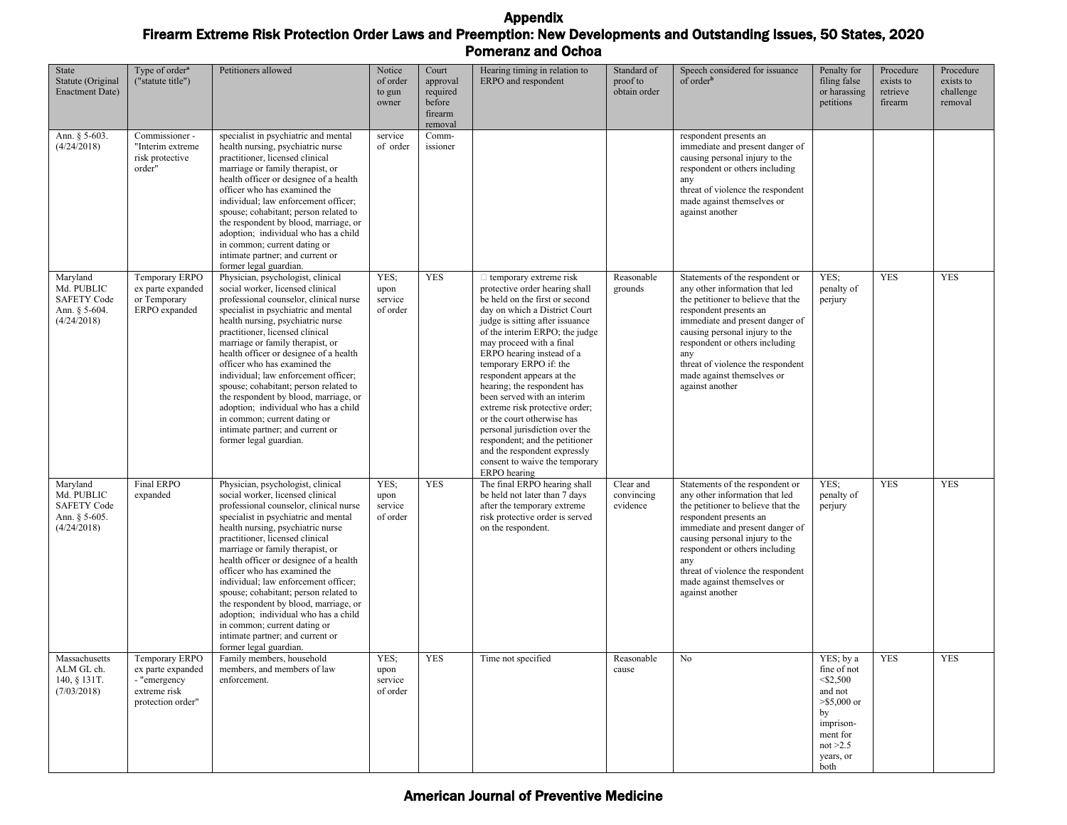# Appendix

## Firearm Extreme Risk Protection Order Laws and Preemption: New Developments and Outstanding Issues, 50 States, 2020

### Pomeranz and Ochoa

| State Statute (Original Enactment Date) | Type of order[a] ("statute title") | Petitioners allowed | Notice of order to gun owner | Court approval required before firearm removal | Hearing timing in relation to ERPO and respondent | Standard of proof to obtain order | Speech considered for issuance of order[b] | Penalty for filing false or harassing petitions | Procedure exists to retrieve firearm | Procedure exists to challenge removal |
|---|---|---|---|---|---|---|---|---|---|---|
| Ann. § 5-603. (4/24/2018) | Commissioner - "Interim extreme risk protective order" | specialist in psychiatric and mental health nursing, psychiatric nurse practitioner, licensed clinical marriage or family therapist, or health officer or designee of a health officer who has examined the individual; law enforcement officer; spouse; cohabitant; person related to the respondent by blood, marriage, or adoption; individual who has a child in common; current dating or intimate partner; and current or former legal guardian. | service of order | Comm-issioner | | | respondent presents an immediate and present danger of causing personal injury to the respondent or others including any threat of violence the respondent made against themselves or against another | | | |
| Maryland Md. PUBLIC SAFETY Code Ann. § 5-604. (4/24/2018) | Temporary ERPO ex parte expanded or Temporary ERPO expanded | Physician, psychologist, clinical social worker, licensed clinical professional counselor, clinical nurse specialist in psychiatric and mental health nursing, psychiatric nurse practitioner, licensed clinical marriage or family therapist, or health officer or designee of a health officer who has examined the individual; law enforcement officer; spouse; cohabitant; person related to the respondent by blood, marriage, or adoption; individual who has a child in common; current dating or intimate partner; and current or former legal guardian. | YES; upon service of order | YES | temporary extreme risk protective order hearing shall be held on the first or second day on which a District Court judge is sitting after issuance of the interim ERPO; the judge may proceed with a final ERPO hearing instead of a temporary ERPO if: the respondent appears at the hearing; the respondent has been served with an interim extreme risk protective order; or the court otherwise has personal jurisdiction over the respondent; and the petitioner and the respondent expressly consent to waive the temporary ERPO hearing | Reasonable grounds | Statements of the respondent or any other information that led the petitioner to believe that the respondent presents an immediate and present danger of causing personal injury to the respondent or others including any threat of violence the respondent made against themselves or against another | YES; penalty of perjury | YES | YES |
| Maryland Md. PUBLIC SAFETY Code Ann. § 5-605. (4/24/2018) | Final ERPO expanded | Physician, psychologist, clinical social worker, licensed clinical professional counselor, clinical nurse specialist in psychiatric and mental health nursing, psychiatric nurse practitioner, licensed clinical marriage or family therapist, or health officer or designee of a health officer who has examined the individual; law enforcement officer; spouse; cohabitant; person related to the respondent by blood, marriage, or adoption; individual who has a child in common; current dating or intimate partner; and current or former legal guardian. | YES; upon service of order | YES | The final ERPO hearing shall be held not later than 7 days after the temporary extreme risk protective order is served on the respondent. | Clear and convincing evidence | Statements of the respondent or any other information that led the petitioner to believe that the respondent presents an immediate and present danger of causing personal injury to the respondent or others including any threat of violence the respondent made against themselves or against another | YES; penalty of perjury | YES | YES |
| Massachusetts ALM GL ch. 140, § 131T. (7/03/2018) | Temporary ERPO ex parte expanded - "emergency extreme risk protection order" | Family members, household members, and members of law enforcement. | YES; upon service of order | YES | Time not specified | Reasonable cause | No | YES; by a fine of not <$2,500 and not >$5,000 or by imprisonment for not >2.5 years, or both | YES | YES |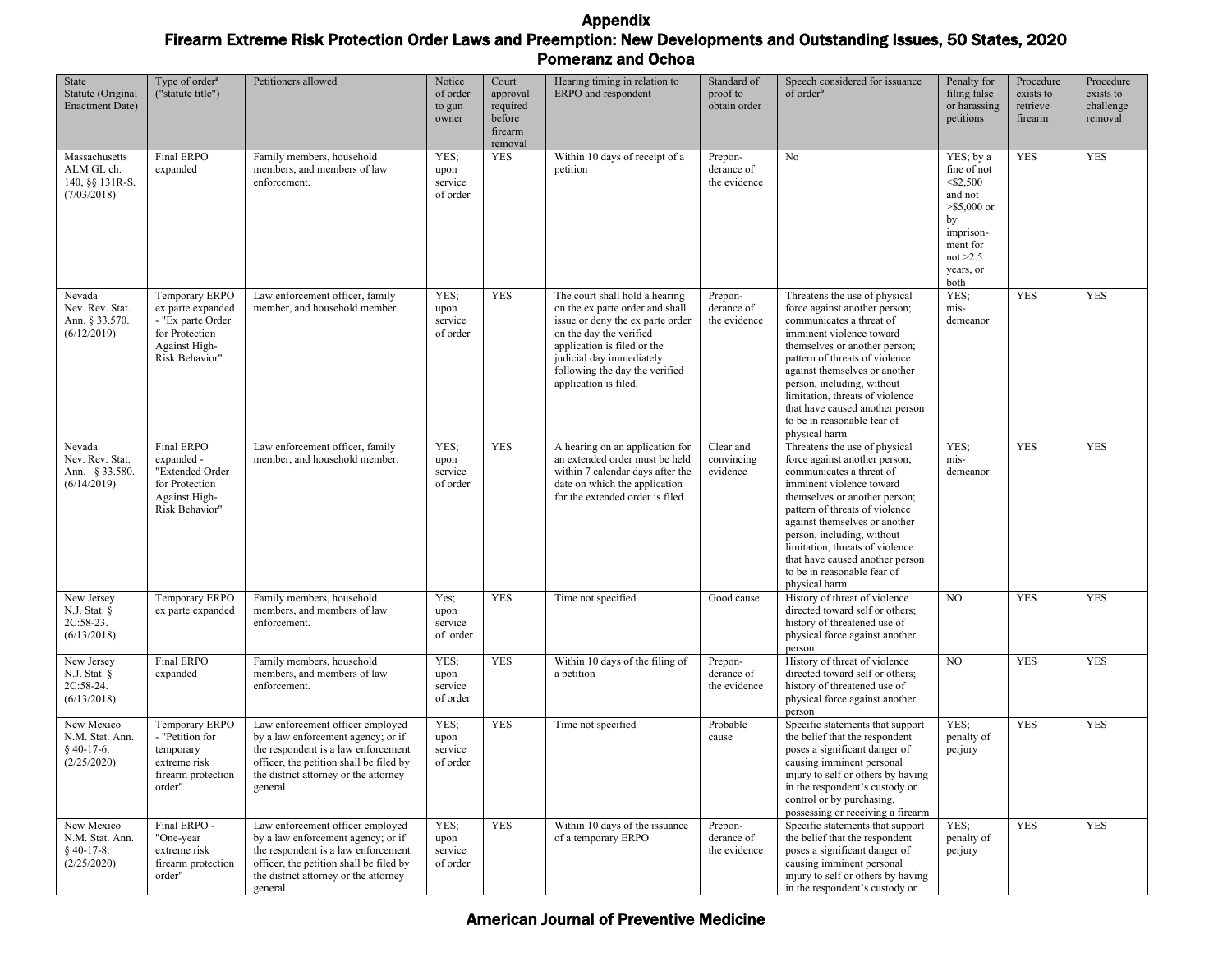# Appendix

## Firearm Extreme Risk Protection Order Laws and Preemption: New Developments and Outstanding Issues, 50 States, 2020

### Pomeranz and Ochoa

| State Statute (Original Enactment Date) | Type of order[a] ("statute title") | Petitioners allowed | Notice of order to gun owner | Court approval required before firearm removal | Hearing timing in relation to ERPO and respondent | Standard of proof to obtain order | Speech considered for issuance of order[b] | Penalty for filing false or harassing petitions | Procedure exists to retrieve firearm | Procedure exists to challenge removal |
|---|---|---|---|---|---|---|---|---|---|---|
| Massachusetts ALM GL ch. 140, §§ 131R-S. (7/03/2018) | Final ERPO expanded | Family members, household members, and members of law enforcement. | YES; upon service of order | YES | Within 10 days of receipt of a petition | Preponderance of the evidence | No | YES; by a fine of not <$2,500 and not >$5,000 or by imprisonment for not >2.5 years, or both | YES | YES |
| Nevada Nev. Rev. Stat. Ann. § 33.570. (6/12/2019) | Temporary ERPO ex parte expanded - "Ex parte Order for Protection Against High-Risk Behavior" | Law enforcement officer, family member, and household member. | YES; upon service of order | YES | The court shall hold a hearing on the ex parte order and shall issue or deny the ex parte order on the day the verified application is filed or the judicial day immediately following the day the verified application is filed. | Preponderance of the evidence | Threatens the use of physical force against another person; communicates a threat of imminent violence toward themselves or another person; pattern of threats of violence against themselves or another person, including, without limitation, threats of violence that have caused another person to be in reasonable fear of physical harm | YES; misdemeanor | YES | YES |
| Nevada Nev. Rev. Stat. Ann. § 33.580. (6/14/2019) | Final ERPO expanded - "Extended Order for Protection Against High-Risk Behavior" | Law enforcement officer, family member, and household member. | YES; upon service of order | YES | A hearing on an application for an extended order must be held within 7 calendar days after the date on which the application for the extended order is filed. | Clear and convincing evidence | Threatens the use of physical force against another person; communicates a threat of imminent violence toward themselves or another person; pattern of threats of violence against themselves or another person, including, without limitation, threats of violence that have caused another person to be in reasonable fear of physical harm | YES; misdemeanor | YES | YES |
| New Jersey N.J. Stat. § 2C:58-23. (6/13/2018) | Temporary ERPO ex parte expanded | Family members, household members, and members of law enforcement. | Yes; upon service of order | YES | Time not specified | Good cause | History of threat of violence directed toward self or others; history of threatened use of physical force against another person | NO | YES | YES |
| New Jersey N.J. Stat. § 2C:58-24. (6/13/2018) | Final ERPO expanded | Family members, household members, and members of law enforcement. | YES; upon service of order | YES | Within 10 days of the filing of a petition | Preponderance of the evidence | History of threat of violence directed toward self or others; history of threatened use of physical force against another person | NO | YES | YES |
| New Mexico N.M. Stat. Ann. § 40-17-6. (2/25/2020) | Temporary ERPO - "Petition for temporary extreme risk firearm protection order" | Law enforcement officer employed by a law enforcement agency; or if the respondent is a law enforcement officer, the petition shall be filed by the district attorney or the attorney general | YES; upon service of order | YES | Time not specified | Probable cause | Specific statements that support the belief that the respondent poses a significant danger of causing imminent personal injury to self or others by having in the respondent's custody or control or by purchasing, possessing or receiving a firearm | YES; penalty of perjury | YES | YES |
| New Mexico N.M. Stat. Ann. § 40-17-8. (2/25/2020) | Final ERPO - "One-year extreme risk firearm protection order" | Law enforcement officer employed by a law enforcement agency; or if the respondent is a law enforcement officer, the petition shall be filed by the district attorney or the attorney general | YES; upon service of order | YES | Within 10 days of the issuance of a temporary ERPO | Preponderance of the evidence | Specific statements that support the belief that the respondent poses a significant danger of causing imminent personal injury to self or others by having in the respondent's custody or | YES; penalty of perjury | YES | YES |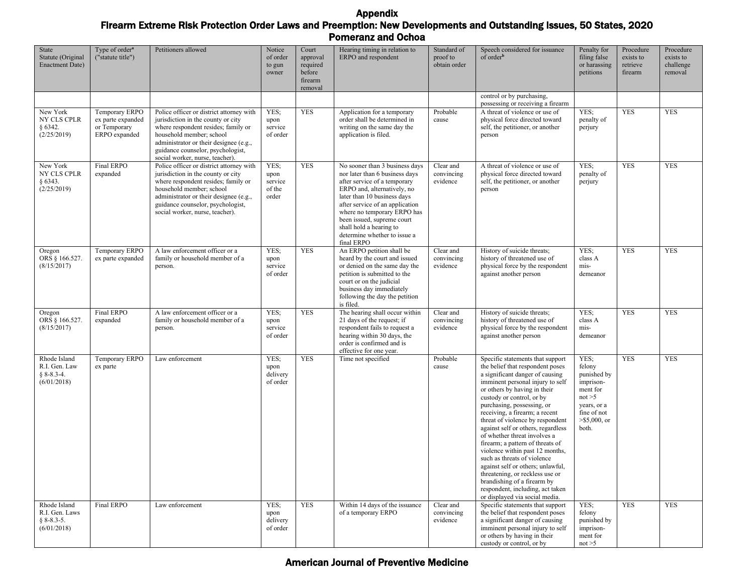# Appendix

## Firearm Extreme Risk Protection Order Laws and Preemption: New Developments and Outstanding Issues, 50 States, 2020

### Pomeranz and Ochoa

| State Statute (Original Enactment Date) | Type of order[a] ("statute title") | Petitioners allowed | Notice of order to gun owner | Court approval required before firearm removal | Hearing timing in relation to ERPO and respondent | Standard of proof to obtain order | Speech considered for issuance of order[b] | Penalty for filing false or harassing petitions | Procedure exists to retrieve firearm | Procedure exists to challenge removal |
|---|---|---|---|---|---|---|---|---|---|---|
| | | | | | | | control or by purchasing, possessing or receiving a firearm | | | |
| New York NY CLS CPLR § 6342. (2/25/2019) | Temporary ERPO ex parte expanded or Temporary ERPO expanded | Police officer or district attorney with jurisdiction in the county or city where respondent resides; family or household member; school administrator or their designee (e.g., guidance counselor, psychologist, social worker, nurse, teacher). | YES; upon service of order | YES | Application for a temporary order shall be determined in writing on the same day the application is filed. | Probable cause | A threat of violence or use of physical force directed toward self, the petitioner, or another person | YES; penalty of perjury | YES | YES |
| New York NY CLS CPLR § 6343. (2/25/2019) | Final ERPO expanded | Police officer or district attorney with jurisdiction in the county or city where respondent resides; family or household member; school administrator or their designee (e.g., guidance counselor, psychologist, social worker, nurse, teacher). | YES; upon service of the order | YES | No sooner than 3 business days nor later than 6 business days after service of a temporary ERPO and, alternatively, no later than 10 business days after service of an application where no temporary ERPO has been issued, supreme court shall hold a hearing to determine whether to issue a final ERPO | Clear and convincing evidence | A threat of violence or use of physical force directed toward self, the petitioner, or another person | YES; penalty of perjury | YES | YES |
| Oregon ORS § 166.527. (8/15/2017) | Temporary ERPO ex parte expanded | A law enforcement officer or a family or household member of a person. | YES; upon service of order | YES | An ERPO petition shall be heard by the court and issued or denied on the same day the petition is submitted to the court or on the judicial business day immediately following the day the petition is filed. | Clear and convincing evidence | History of suicide threats; history of threatened use of physical force by the respondent against another person | YES; class A mis-demeanor | YES | YES |
| Oregon ORS § 166.527. (8/15/2017) | Final ERPO expanded | A law enforcement officer or a family or household member of a person. | YES; upon service of order | YES | The hearing shall occur within 21 days of the request; if respondent fails to request a hearing within 30 days, the order is confirmed and is effective for one year. | Clear and convincing evidence | History of suicide threats; history of threatened use of physical force by the respondent against another person | YES; class A mis-demeanor | YES | YES |
| Rhode Island R.I. Gen. Law § 8-8.3-4. (6/01/2018) | Temporary ERPO ex parte | Law enforcement | YES; upon delivery of order | YES | Time not specified | Probable cause | Specific statements that support the belief that respondent poses a significant danger of causing imminent personal injury to self or others by having in their custody or control, or by purchasing, possessing, or receiving, a firearm; a recent threat of violence by respondent against self or others, regardless of whether threat involves a firearm; a pattern of threats of violence within past 12 months, such as threats of violence against self or others; unlawful, threatening, or reckless use or brandishing of a firearm by respondent, including, act taken or displayed via social media. | YES; felony punished by imprison-ment for not >5 years, or a fine of not >$5,000, or both. | YES | YES |
| Rhode Island R.I. Gen. Laws § 8-8.3-5. (6/01/2018) | Final ERPO | Law enforcement | YES; upon delivery of order | YES | Within 14 days of the issuance of a temporary ERPO | Clear and convincing evidence | Specific statements that support the belief that respondent poses a significant danger of causing imminent personal injury to self or others by having in their custody or control, or by | YES; felony punished by imprison-ment for not >5 | YES | YES |

American Journal of Preventive Medicine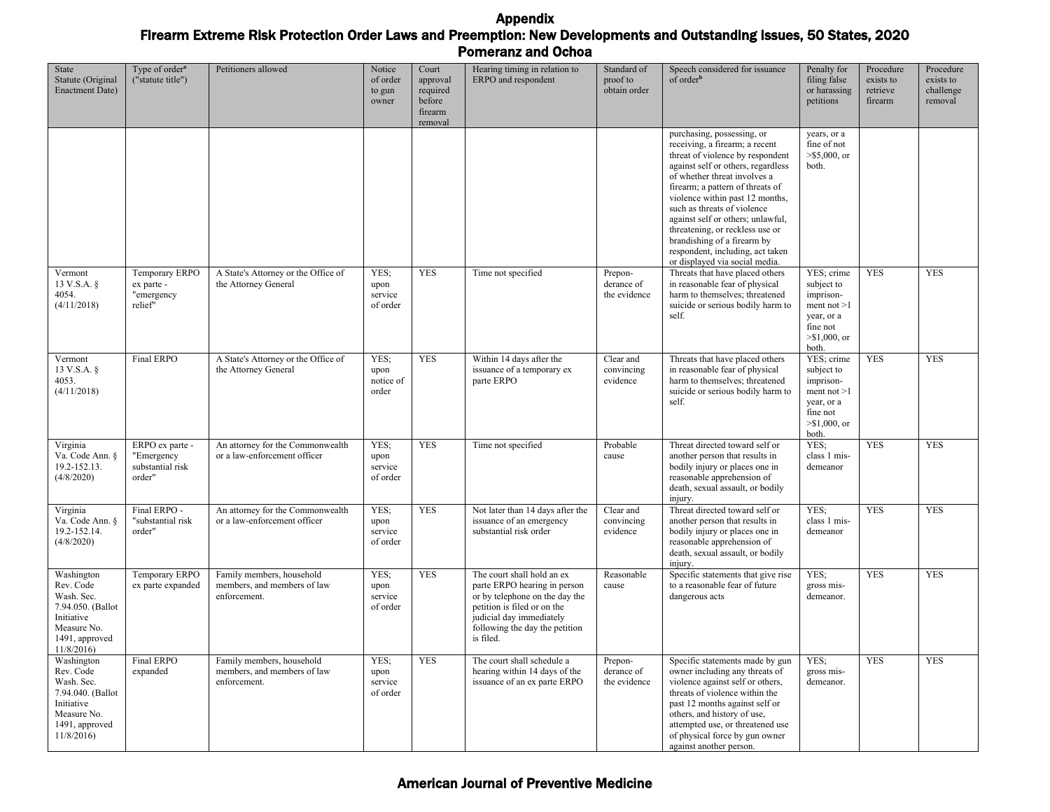# Appendix

## Firearm Extreme Risk Protection Order Laws and Preemption: New Developments and Outstanding Issues, 50 States, 2020

### Pomeranz and Ochoa

| State Statute (Original Enactment Date) | Type of order[a] ("statute title") | Petitioners allowed | Notice of order to gun owner | Court approval required before firearm removal | Hearing timing in relation to ERPO and respondent | Standard of proof to obtain order | Speech considered for issuance of order[b] | Penalty for filing false or harassing petitions | Procedure exists to retrieve firearm | Procedure exists to challenge removal |
|---|---|---|---|---|---|---|---|---|---|---|
| | | | | | | | purchasing, possessing, or receiving, a firearm; a recent threat of violence by respondent against self or others, regardless of whether threat involves a firearm; a pattern of threats of violence within past 12 months, such as threats of violence against self or others; unlawful, threatening, or reckless use or brandishing of a firearm by respondent, including, act taken or displayed via social media. | years, or a fine of not >$5,000, or both. | | |
| Vermont 13 V.S.A. § 4054. (4/11/2018) | Temporary ERPO ex parte - "emergency relief" | A State's Attorney or the Office of the Attorney General | YES; upon service of order | YES | Time not specified | Prepon-derance of the evidence | Threats that have placed others in reasonable fear of physical harm to themselves; threatened suicide or serious bodily harm to self. | YES; crime subject to imprison-ment not >1 year, or a fine not >$1,000, or both. | YES | YES |
| Vermont 13 V.S.A. § 4053. (4/11/2018) | Final ERPO | A State's Attorney or the Office of the Attorney General | YES; upon notice of order | YES | Within 14 days after the issuance of a temporary ex parte ERPO | Clear and convincing evidence | Threats that have placed others in reasonable fear of physical harm to themselves; threatened suicide or serious bodily harm to self. | YES; crime subject to imprison-ment not >1 year, or a fine not >$1,000, or both. | YES | YES |
| Virginia Va. Code Ann. § 19.2-152.13. (4/8/2020) | ERPO ex parte - "Emergency substantial risk order" | An attorney for the Commonwealth or a law-enforcement officer | YES; upon service of order | YES | Time not specified | Probable cause | Threat directed toward self or another person that results in bodily injury or places one in reasonable apprehension of death, sexual assault, or bodily injury. | YES; class 1 mis-demeanor | YES | YES |
| Virginia Va. Code Ann. § 19.2-152.14. (4/8/2020) | Final ERPO - "substantial risk order" | An attorney for the Commonwealth or a law-enforcement officer | YES; upon service of order | YES | Not later than 14 days after the issuance of an emergency substantial risk order | Clear and convincing evidence | Threat directed toward self or another person that results in bodily injury or places one in reasonable apprehension of death, sexual assault, or bodily injury. | YES; class 1 mis-demeanor | YES | YES |
| Washington Rev. Code Wash. Sec. 7.94.050. (Ballot Initiative Measure No. 1491, approved 11/8/2016) | Temporary ERPO ex parte expanded | Family members, household members, and members of law enforcement. | YES; upon service of order | YES | The court shall hold an ex parte ERPO hearing in person or by telephone on the day the petition is filed or on the judicial day immediately following the day the petition is filed. | Reasonable cause | Specific statements that give rise to a reasonable fear of future dangerous acts | YES; gross mis-demeanor. | YES | YES |
| Washington Rev. Code Wash. Sec. 7.94.040. (Ballot Initiative Measure No. 1491, approved 11/8/2016) | Final ERPO expanded | Family members, household members, and members of law enforcement. | YES; upon service of order | YES | The court shall schedule a hearing within 14 days of the issuance of an ex parte ERPO | Prepon-derance of the evidence | Specific statements made by gun owner including any threats of violence against self or others, threats of violence within the past 12 months against self or others, and history of use, attempted use, or threatened use of physical force by gun owner against another person. | YES; gross mis-demeanor. | YES | YES |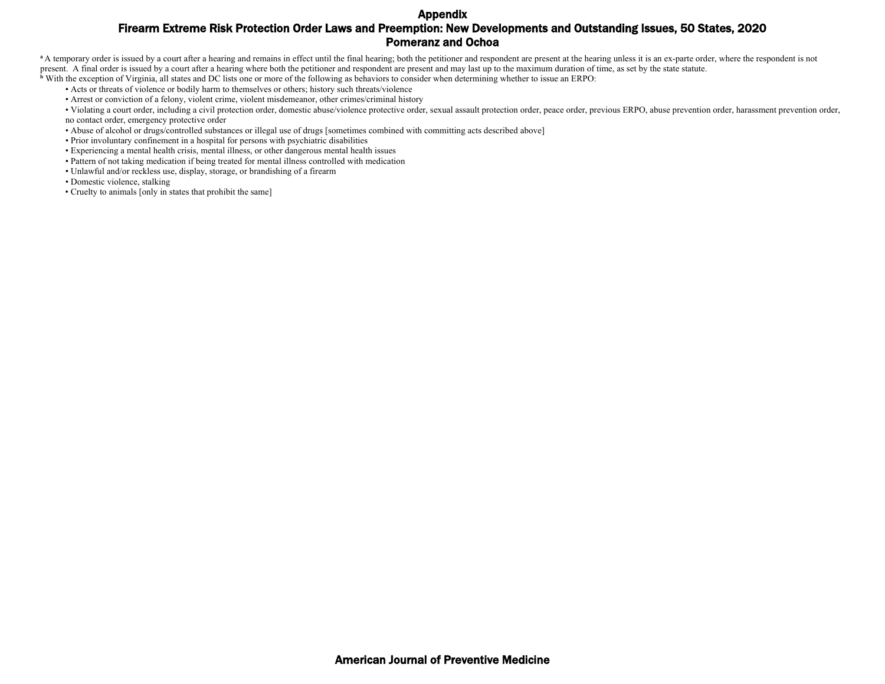# Appendix

## Firearm Extreme Risk Protection Order Laws and Preemption: New Developments and Outstanding Issues, 50 States, 2020

### Pomeranz and Ochoa

[a] A temporary order is issued by a court after a hearing and remains in effect until the final hearing; both the petitioner and respondent are present at the hearing unless it is an ex-parte order, where the respondent is not present. A final order is issued by a court after a hearing where both the petitioner and respondent are present and may last up to the maximum duration of time, as set by the state statute.

[b] With the exception of Virginia, all states and DC lists one or more of the following as behaviors to consider when determining whether to issue an ERPO:

- Acts or threats of violence or bodily harm to themselves or others; history such threats/violence
- Arrest or conviction of a felony, violent crime, violent misdemeanor, other crimes/criminal history
- Violating a court order, including a civil protection order, domestic abuse/violence protective order, sexual assault protection order, peace order, previous ERPO, abuse prevention order, harassment prevention order, no contact order, emergency protective order
- Abuse of alcohol or drugs/controlled substances or illegal use of drugs [sometimes combined with committing acts described above]
- Prior involuntary confinement in a hospital for persons with psychiatric disabilities
- Experiencing a mental health crisis, mental illness, or other dangerous mental health issues
- Pattern of not taking medication if being treated for mental illness controlled with medication
- Unlawful and/or reckless use, display, storage, or brandishing of a firearm
- Domestic violence, stalking
- Cruelty to animals [only in states that prohibit the same]